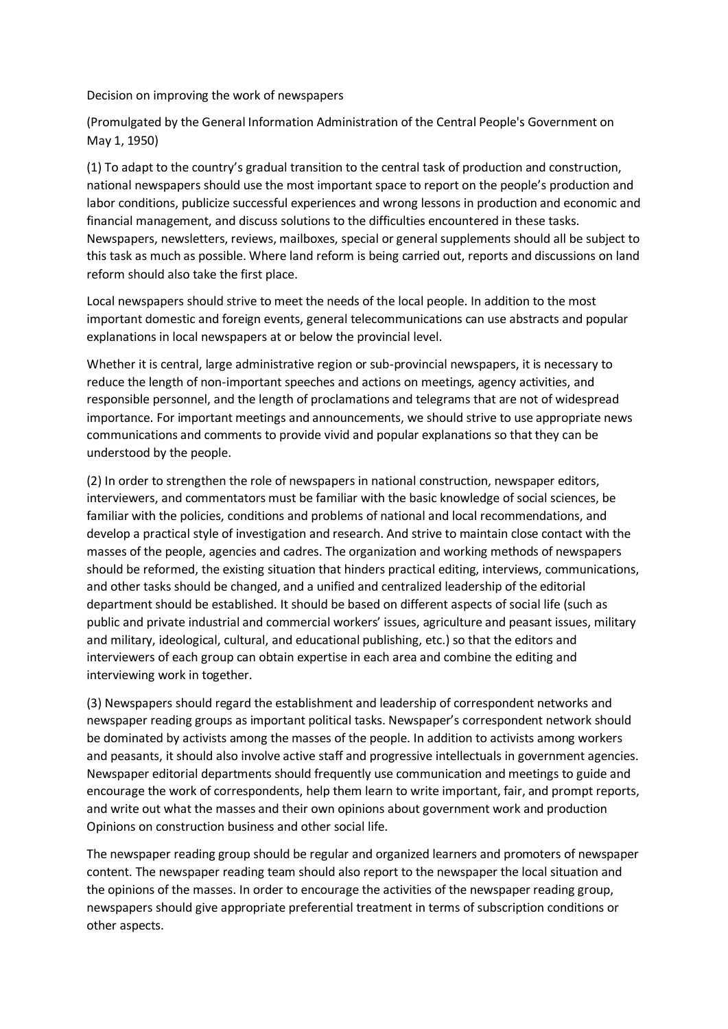Decision on improving the work of newspapers

(Promulgated by the General Information Administration of the Central People's Government on May 1, 1950)

(1) To adapt to the country's gradual transition to the central task of production and construction, national newspapers should use the most important space to report on the people's production and labor conditions, publicize successful experiences and wrong lessons in production and economic and financial management, and discuss solutions to the difficulties encountered in these tasks. Newspapers, newsletters, reviews, mailboxes, special or general supplements should all be subject to this task as much as possible. Where land reform is being carried out, reports and discussions on land reform should also take the first place.

Local newspapers should strive to meet the needs of the local people. In addition to the most important domestic and foreign events, general telecommunications can use abstracts and popular explanations in local newspapers at or below the provincial level.

Whether it is central, large administrative region or sub-provincial newspapers, it is necessary to reduce the length of non-important speeches and actions on meetings, agency activities, and responsible personnel, and the length of proclamations and telegrams that are not of widespread importance. For important meetings and announcements, we should strive to use appropriate news communications and comments to provide vivid and popular explanations so that they can be understood by the people.

(2) In order to strengthen the role of newspapers in national construction, newspaper editors, interviewers, and commentators must be familiar with the basic knowledge of social sciences, be familiar with the policies, conditions and problems of national and local recommendations, and develop a practical style of investigation and research. And strive to maintain close contact with the masses of the people, agencies and cadres. The organization and working methods of newspapers should be reformed, the existing situation that hinders practical editing, interviews, communications, and other tasks should be changed, and a unified and centralized leadership of the editorial department should be established. It should be based on different aspects of social life (such as public and private industrial and commercial workers' issues, agriculture and peasant issues, military and military, ideological, cultural, and educational publishing, etc.) so that the editors and interviewers of each group can obtain expertise in each area and combine the editing and interviewing work in together.

(3) Newspapers should regard the establishment and leadership of correspondent networks and newspaper reading groups as important political tasks. Newspaper's correspondent network should be dominated by activists among the masses of the people. In addition to activists among workers and peasants, it should also involve active staff and progressive intellectuals in government agencies. Newspaper editorial departments should frequently use communication and meetings to guide and encourage the work of correspondents, help them learn to write important, fair, and prompt reports, and write out what the masses and their own opinions about government work and production Opinions on construction business and other social life.

The newspaper reading group should be regular and organized learners and promoters of newspaper content. The newspaper reading team should also report to the newspaper the local situation and the opinions of the masses. In order to encourage the activities of the newspaper reading group, newspapers should give appropriate preferential treatment in terms of subscription conditions or other aspects.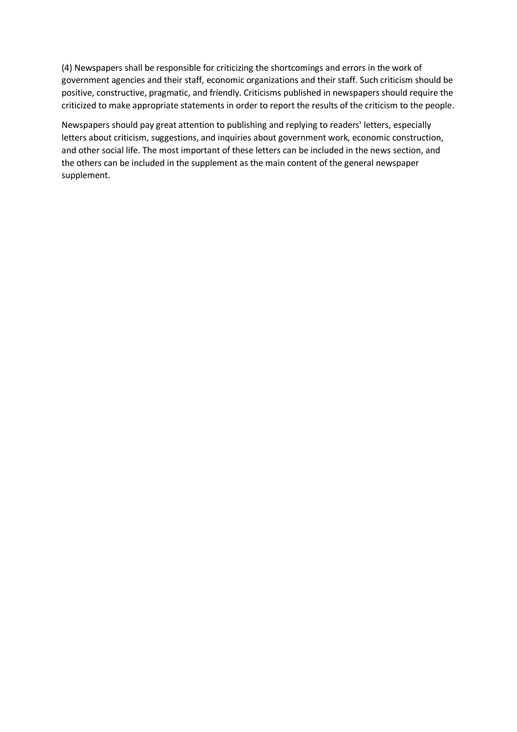(4) Newspapers shall be responsible for criticizing the shortcomings and errors in the work of government agencies and their staff, economic organizations and their staff. Such criticism should be positive, constructive, pragmatic, and friendly. Criticisms published in newspapers should require the criticized to make appropriate statements in order to report the results of the criticism to the people.

Newspapers should pay great attention to publishing and replying to readers' letters, especially letters about criticism, suggestions, and inquiries about government work, economic construction, and other social life. The most important of these letters can be included in the news section, and the others can be included in the supplement as the main content of the general newspaper supplement.